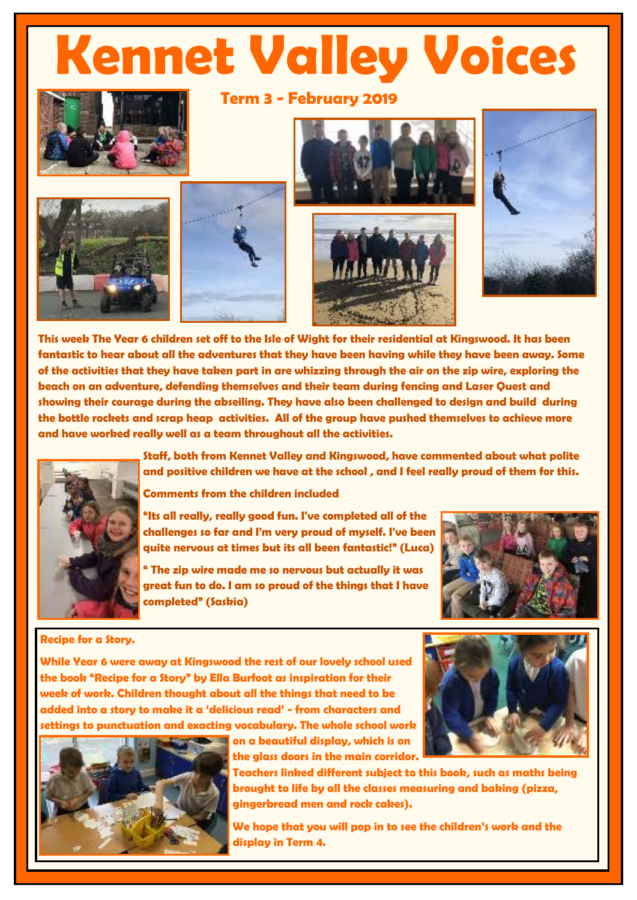# Kennet Valley Voices

## Term 3 - February 2019

**This week The Year 6 children set off to the Isle of Wight for their residential at Kingswood. It has been fantastic to hear about all the adventures that they have been having while they have been away. Some of the activities that they have taken part in are whizzing through the air on the zip wire, exploring the beach on an adventure, defending themselves and their team during fencing and Laser Quest and showing their courage during the abseiling. They have also been challenged to design and build during the bottle rockets and scrap heap activities. All of the group have pushed themselves to achieve more and have worked really well as a team throughout all the activities.**

**Staff, both from Kennet Valley and Kingswood, have commented about what polite and positive children we have at the school , and I feel really proud of them for this.**

**Comments from the children included**

**"Its all really, really good fun. I've completed all of the challenges so far and I'm very proud of myself. I've been quite nervous at times but its all been fantastic!" (Luca)**

**" The zip wire made me so nervous but actually it was great fun to do. I am so proud of the things that I have completed" (Saskia)**

### Recipe for a Story.

**While Year 6 were away at Kingswood the rest of our lovely school used the book "Recipe for a Story" by Ella Burfoot as inspiration for their week of work. Children thought about all the things that need to be added into a story to make it a 'delicious read' - from characters and settings to punctuation and exacting vocabulary. The whole school work on a beautiful display, which is on the glass doors in the main corridor.**

**Teachers linked different subject to this book, such as maths being brought to life by all the classes measuring and baking (pizza, gingerbread men and rock cakes).**

**We hope that you will pop in to see the children's work and the display in Term 4.**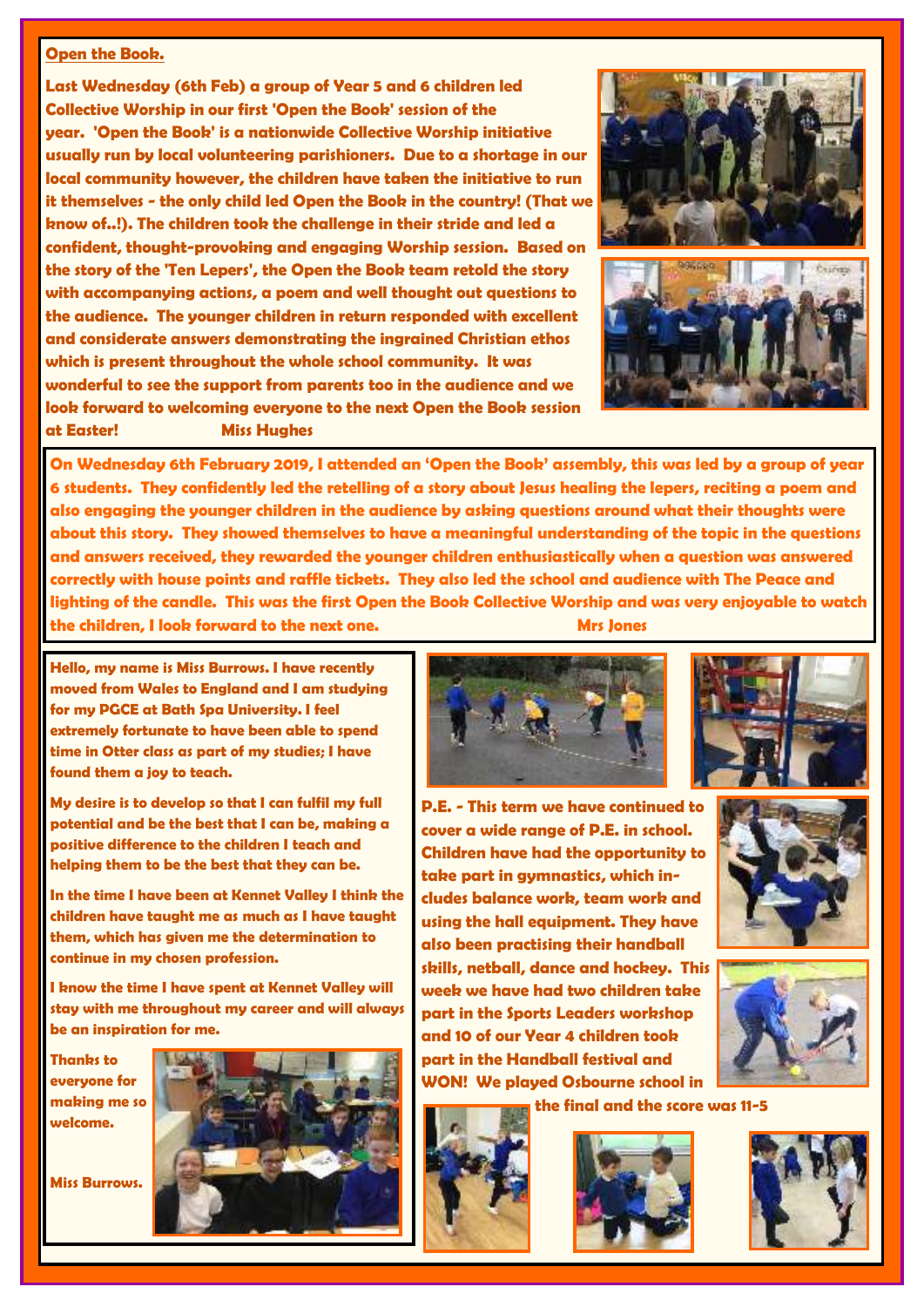## Open the Book.

**Last Wednesday (6th Feb) a group of Year 5 and 6 children led Collective Worship in our first 'Open the Book' session of the year. 'Open the Book' is a nationwide Collective Worship initiative usually run by local volunteering parishioners. Due to a shortage in our local community however, the children have taken the initiative to run it themselves - the only child led Open the Book in the country! (That we know of..!). The children took the challenge in their stride and led a confident, thought-provoking and engaging Worship session. Based on the story of the 'Ten Lepers', the Open the Book team retold the story with accompanying actions, a poem and well thought out questions to the audience. The younger children in return responded with excellent and considerate answers demonstrating the ingrained Christian ethos which is present throughout the whole school community. It was wonderful to see the support from parents too in the audience and we look forward to welcoming everyone to the next Open the Book session at Easter!**

**Miss Hughes**

**On Wednesday 6th February 2019, I attended an 'Open the Book' assembly, this was led by a group of year 6 students. They confidently led the retelling of a story about Jesus healing the lepers, reciting a poem and also engaging the younger children in the audience by asking questions around what their thoughts were about this story. They showed themselves to have a meaningful understanding of the topic in the questions and answers received, they rewarded the younger children enthusiastically when a question was answered correctly with house points and raffle tickets. They also led the school and audience with The Peace and lighting of the candle. This was the first Open the Book Collective Worship and was very enjoyable to watch the children, I look forward to the next one.**

**Mrs Jones**

**Hello, my name is Miss Burrows. I have recently moved from Wales to England and I am studying for my PGCE at Bath Spa University. I feel extremely fortunate to have been able to spend time in Otter class as part of my studies; I have found them a joy to teach.**

**My desire is to develop so that I can fulfil my full potential and be the best that I can be, making a positive difference to the children I teach and helping them to be the best that they can be.**

**In the time I have been at Kennet Valley I think the children have taught me as much as I have taught them, which has given me the determination to continue in my chosen profession.**

**I know the time I have spent at Kennet Valley will stay with me throughout my career and will always be an inspiration for me.**

**Thanks to everyone for making me so welcome.**

**Miss Burrows.**

**P.E. - This term we have continued to cover a wide range of P.E. in school. Children have had the opportunity to take part in gymnastics, which includes balance work, team work and using the hall equipment. They have also been practising their handball skills, netball, dance and hockey. This week we have had two children take part in the Sports Leaders workshop and 10 of our Year 4 children took part in the Handball festival and WON! We played Osbourne school in the final and the score was 11-5**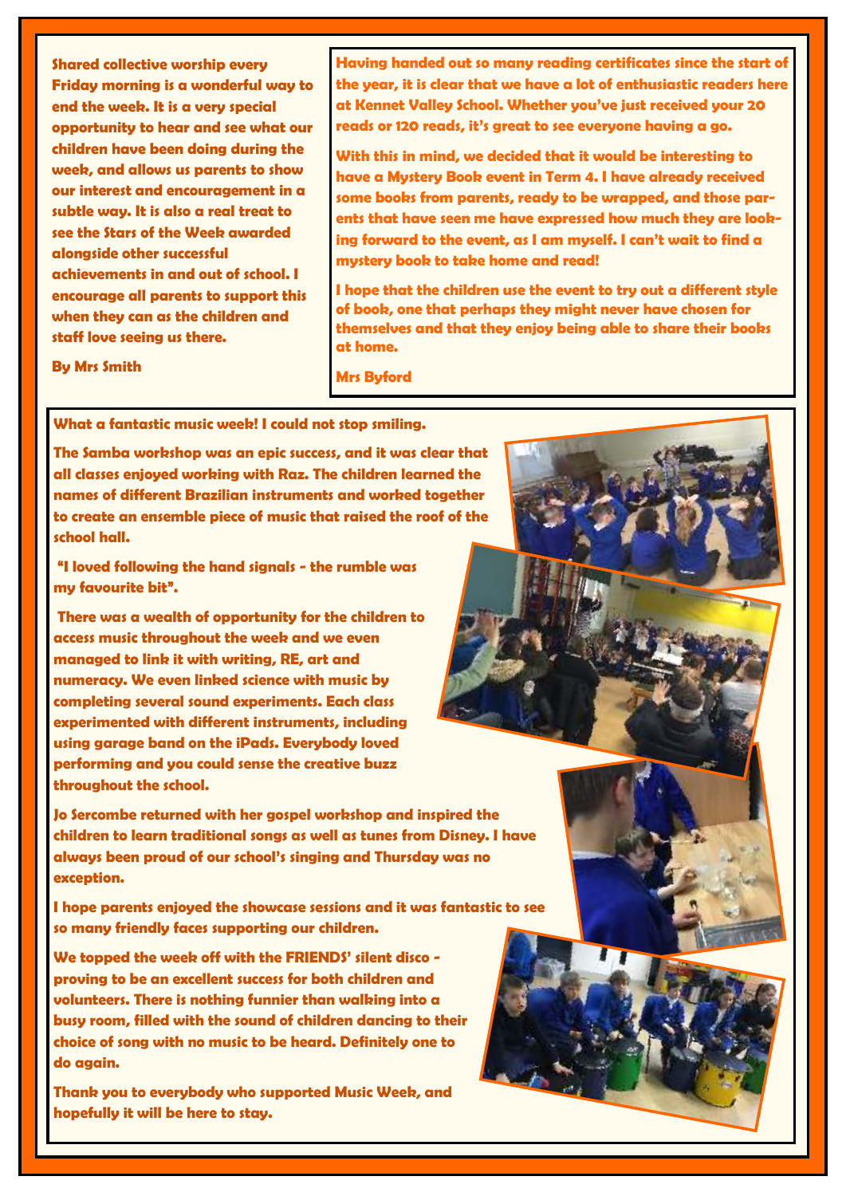Shared collective worship every Friday morning is a wonderful way to end the week. It is a very special opportunity to hear and see what our children have been doing during the week, and allows us parents to show our interest and encouragement in a subtle way. It is also a real treat to see the Stars of the Week awarded alongside other successful achievements in and out of school. I encourage all parents to support this when they can as the children and staff love seeing us there.

By Mrs Smith

Having handed out so many reading certificates since the start of the year, it is clear that we have a lot of enthusiastic readers here at Kennet Valley School. Whether you've just received your 20 reads or 120 reads, it's great to see everyone having a go.

With this in mind, we decided that it would be interesting to have a Mystery Book event in Term 4. I have already received some books from parents, ready to be wrapped, and those parents that have seen me have expressed how much they are looking forward to the event, as I am myself. I can't wait to find a mystery book to take home and read!

I hope that the children use the event to try out a different style of book, one that perhaps they might never have chosen for themselves and that they enjoy being able to share their books at home.

Mrs Byford

What a fantastic music week! I could not stop smiling.

The Samba workshop was an epic success, and it was clear that all classes enjoyed working with Raz. The children learned the names of different Brazilian instruments and worked together to create an ensemble piece of music that raised the roof of the school hall.

"I loved following the hand signals - the rumble was my favourite bit".

There was a wealth of opportunity for the children to access music throughout the week and we even managed to link it with writing, RE, art and numeracy. We even linked science with music by completing several sound experiments. Each class experimented with different instruments, including using garage band on the iPads. Everybody loved performing and you could sense the creative buzz throughout the school.

Jo Sercombe returned with her gospel workshop and inspired the children to learn traditional songs as well as tunes from Disney. I have always been proud of our school's singing and Thursday was no exception.

I hope parents enjoyed the showcase sessions and it was fantastic to see so many friendly faces supporting our children.

We topped the week off with the FRIENDS' silent disco - proving to be an excellent success for both children and volunteers. There is nothing funnier than walking into a busy room, filled with the sound of children dancing to their choice of song with no music to be heard. Definitely one to do again.

Thank you to everybody who supported Music Week, and hopefully it will be here to stay.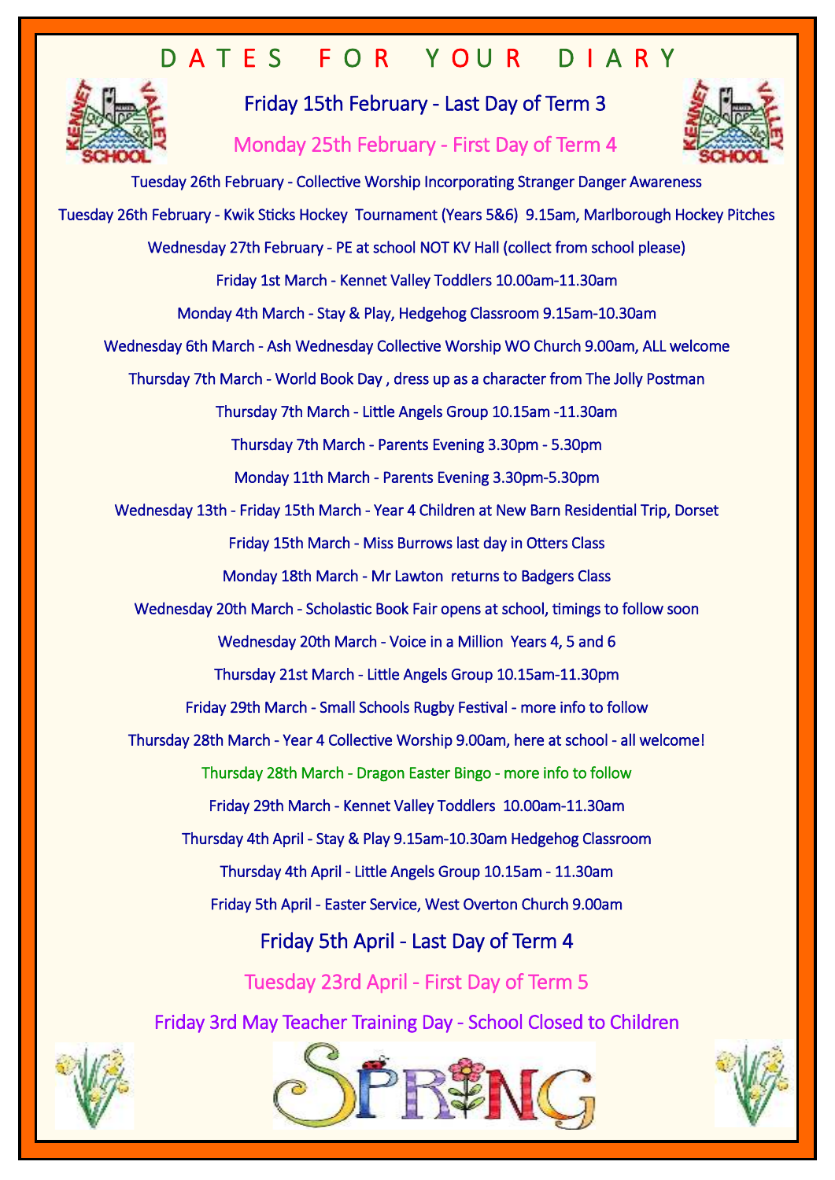# DATES FOR YOUR DIARY

## Friday 15th February - Last Day of Term 3

## Monday 25th February - First Day of Term 4

Tuesday 26th February - Collective Worship Incorporating Stranger Danger Awareness

Tuesday 26th February - Kwik Sticks Hockey Tournament (Years 5&6) 9.15am, Marlborough Hockey Pitches

Wednesday 27th February - PE at school NOT KV Hall (collect from school please)

Friday 1st March - Kennet Valley Toddlers 10.00am-11.30am

Monday 4th March - Stay & Play, Hedgehog Classroom 9.15am-10.30am

Wednesday 6th March - Ash Wednesday Collective Worship WO Church 9.00am, ALL welcome

Thursday 7th March - World Book Day , dress up as a character from The Jolly Postman

Thursday 7th March - Little Angels Group 10.15am -11.30am

Thursday 7th March - Parents Evening 3.30pm - 5.30pm

Monday 11th March - Parents Evening 3.30pm-5.30pm

Wednesday 13th - Friday 15th March - Year 4 Children at New Barn Residential Trip, Dorset

Friday 15th March - Miss Burrows last day in Otters Class

Monday 18th March - Mr Lawton returns to Badgers Class

Wednesday 20th March - Scholastic Book Fair opens at school, timings to follow soon

Wednesday 20th March - Voice in a Million Years 4, 5 and 6

Thursday 21st March - Little Angels Group 10.15am-11.30pm

Friday 29th March - Small Schools Rugby Festival - more info to follow

Thursday 28th March - Year 4 Collective Worship 9.00am, here at school - all welcome!

Thursday 28th March - Dragon Easter Bingo - more info to follow

Friday 29th March - Kennet Valley Toddlers 10.00am-11.30am

Thursday 4th April - Stay & Play 9.15am-10.30am Hedgehog Classroom

Thursday 4th April - Little Angels Group 10.15am - 11.30am

Friday 5th April - Easter Service, West Overton Church 9.00am

## Friday 5th April - Last Day of Term 4

## Tuesday 23rd April - First Day of Term 5

## Friday 3rd May Teacher Training Day - School Closed to Children